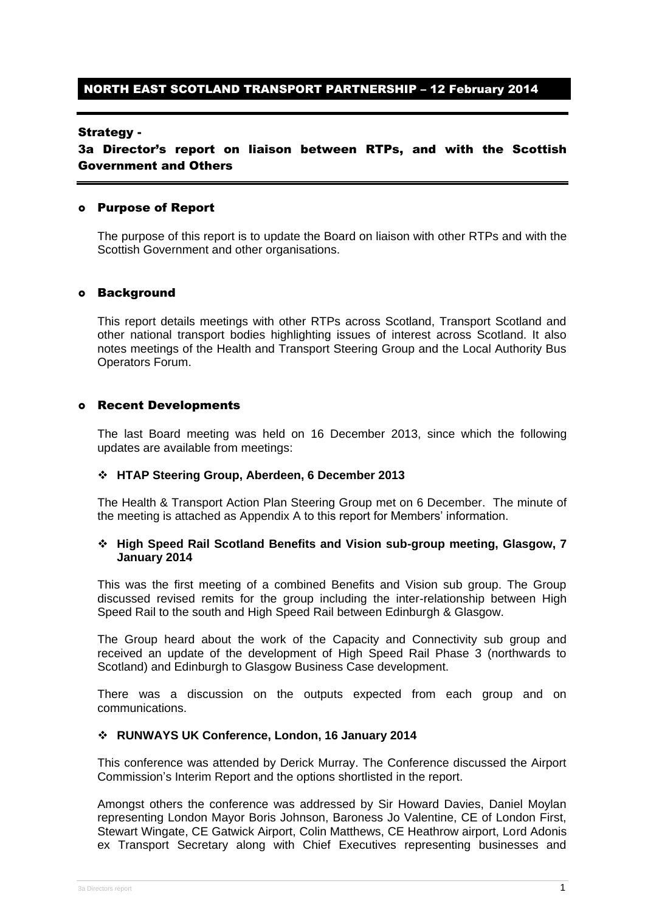# NORTH EAST SCOTLAND TRANSPORT PARTNERSHIP – 12 February 2014

## Strategy -

## 3a Director's report on liaison between RTPs, and with the Scottish Government and Others

### Purpose of Report

The purpose of this report is to update the Board on liaison with other RTPs and with the Scottish Government and other organisations.

### Background

This report details meetings with other RTPs across Scotland, Transport Scotland and other national transport bodies highlighting issues of interest across Scotland. It also notes meetings of the Health and Transport Steering Group and the Local Authority Bus Operators Forum.

### Recent Developments

The last Board meeting was held on 16 December 2013, since which the following updates are available from meetings:

- **HTAP Steering Group, Aberdeen, 6 December 2013**

The Health & Transport Action Plan Steering Group met on 6 December. The minute of the meeting is attached as Appendix A to this report for Members' information.

- **High Speed Rail Scotland Benefits and Vision sub-group meeting, Glasgow, 7 January 2014**

This was the first meeting of a combined Benefits and Vision sub group. The Group discussed revised remits for the group including the inter-relationship between High Speed Rail to the south and High Speed Rail between Edinburgh & Glasgow.

The Group heard about the work of the Capacity and Connectivity sub group and received an update of the development of High Speed Rail Phase 3 (northwards to Scotland) and Edinburgh to Glasgow Business Case development.

There was a discussion on the outputs expected from each group and on communications.

- **RUNWAYS UK Conference, London, 16 January 2014**

This conference was attended by Derick Murray. The Conference discussed the Airport Commission's Interim Report and the options shortlisted in the report.

Amongst others the conference was addressed by Sir Howard Davies, Daniel Moylan representing London Mayor Boris Johnson, Baroness Jo Valentine, CE of London First, Stewart Wingate, CE Gatwick Airport, Colin Matthews, CE Heathrow airport, Lord Adonis ex Transport Secretary along with Chief Executives representing businesses and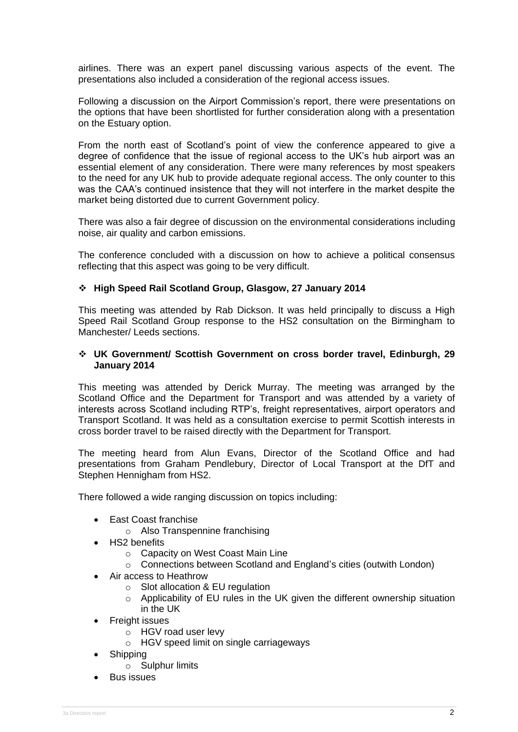airlines. There was an expert panel discussing various aspects of the event. The presentations also included a consideration of the regional access issues.

Following a discussion on the Airport Commission's report, there were presentations on the options that have been shortlisted for further consideration along with a presentation on the Estuary option.

From the north east of Scotland's point of view the conference appeared to give a degree of confidence that the issue of regional access to the UK's hub airport was an essential element of any consideration. There were many references by most speakers to the need for any UK hub to provide adequate regional access. The only counter to this was the CAA's continued insistence that they will not interfere in the market despite the market being distorted due to current Government policy.

There was also a fair degree of discussion on the environmental considerations including noise, air quality and carbon emissions.

The conference concluded with a discussion on how to achieve a political consensus reflecting that this aspect was going to be very difficult.

- **High Speed Rail Scotland Group, Glasgow, 27 January 2014**

This meeting was attended by Rab Dickson. It was held principally to discuss a High Speed Rail Scotland Group response to the HS2 consultation on the Birmingham to Manchester/ Leeds sections.

- **UK Government/ Scottish Government on cross border travel, Edinburgh, 29 January 2014**

This meeting was attended by Derick Murray. The meeting was arranged by the Scotland Office and the Department for Transport and was attended by a variety of interests across Scotland including RTP's, freight representatives, airport operators and Transport Scotland. It was held as a consultation exercise to permit Scottish interests in cross border travel to be raised directly with the Department for Transport.

The meeting heard from Alun Evans, Director of the Scotland Office and had presentations from Graham Pendlebury, Director of Local Transport at the DfT and Stephen Hennigham from HS2.

There followed a wide ranging discussion on topics including:

- East Coast franchise
  - Also Transpennine franchising
- HS2 benefits
  - Capacity on West Coast Main Line
  - Connections between Scotland and England's cities (outwith London)
- Air access to Heathrow
  - Slot allocation & EU regulation
  - Applicability of EU rules in the UK given the different ownership situation in the UK
- Freight issues
  - HGV road user levy
  - HGV speed limit on single carriageways
- Shipping
  - Sulphur limits
- Bus issues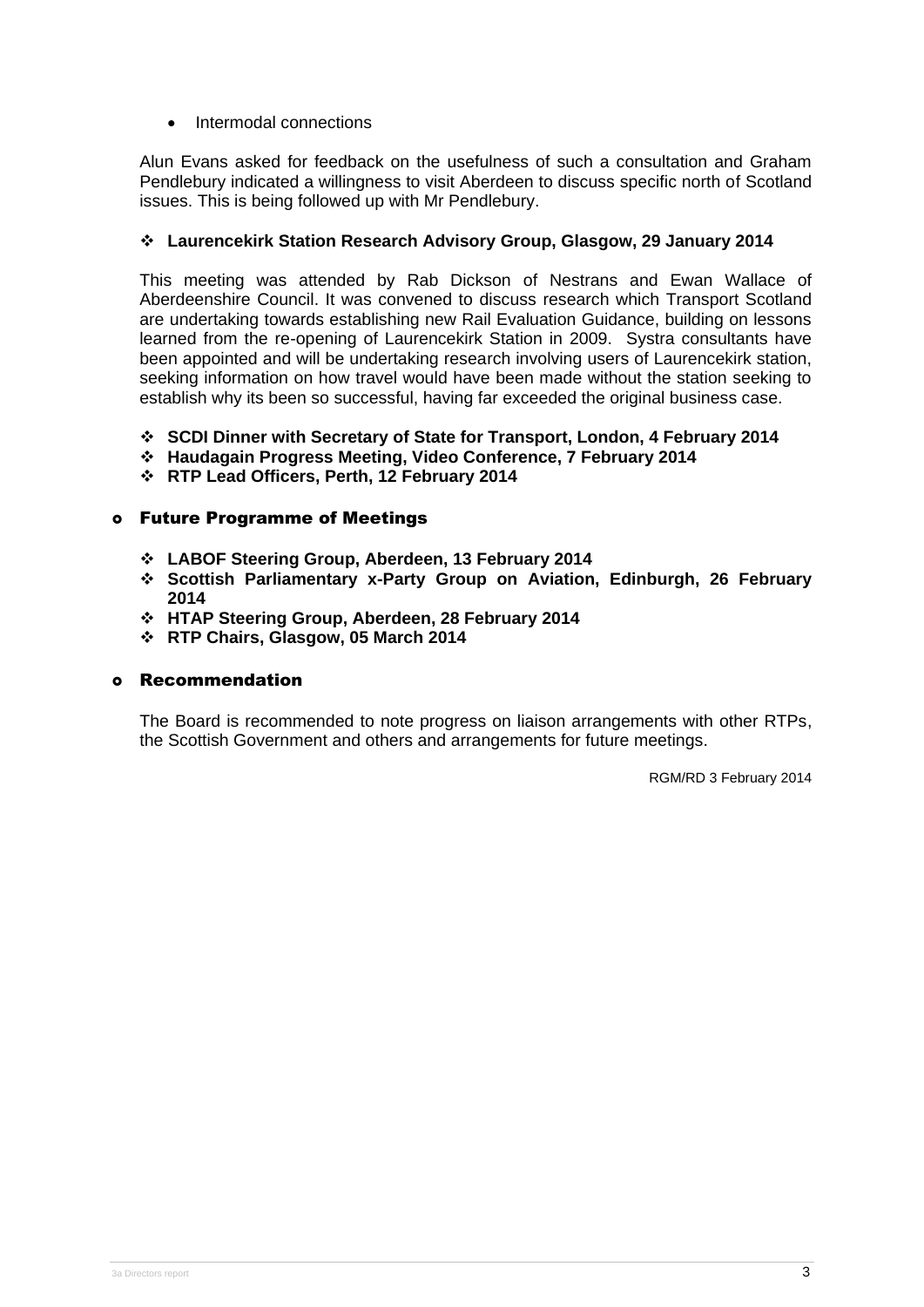- Intermodal connections

Alun Evans asked for feedback on the usefulness of such a consultation and Graham Pendlebury indicated a willingness to visit Aberdeen to discuss specific north of Scotland issues. This is being followed up with Mr Pendlebury.

- **Laurencekirk Station Research Advisory Group, Glasgow, 29 January 2014**

This meeting was attended by Rab Dickson of Nestrans and Ewan Wallace of Aberdeenshire Council. It was convened to discuss research which Transport Scotland are undertaking towards establishing new Rail Evaluation Guidance, building on lessons learned from the re-opening of Laurencekirk Station in 2009. Systra consultants have been appointed and will be undertaking research involving users of Laurencekirk station, seeking information on how travel would have been made without the station seeking to establish why its been so successful, having far exceeded the original business case.

- **SCDI Dinner with Secretary of State for Transport, London, 4 February 2014**
- **Haudagain Progress Meeting, Video Conference, 7 February 2014**
- **RTP Lead Officers, Perth, 12 February 2014**

## Future Programme of Meetings

- **LABOF Steering Group, Aberdeen, 13 February 2014**
- **Scottish Parliamentary x-Party Group on Aviation, Edinburgh, 26 February 2014**
- **HTAP Steering Group, Aberdeen, 28 February 2014**
- **RTP Chairs, Glasgow, 05 March 2014**

## Recommendation

The Board is recommended to note progress on liaison arrangements with other RTPs, the Scottish Government and others and arrangements for future meetings.

RGM/RD 3 February 2014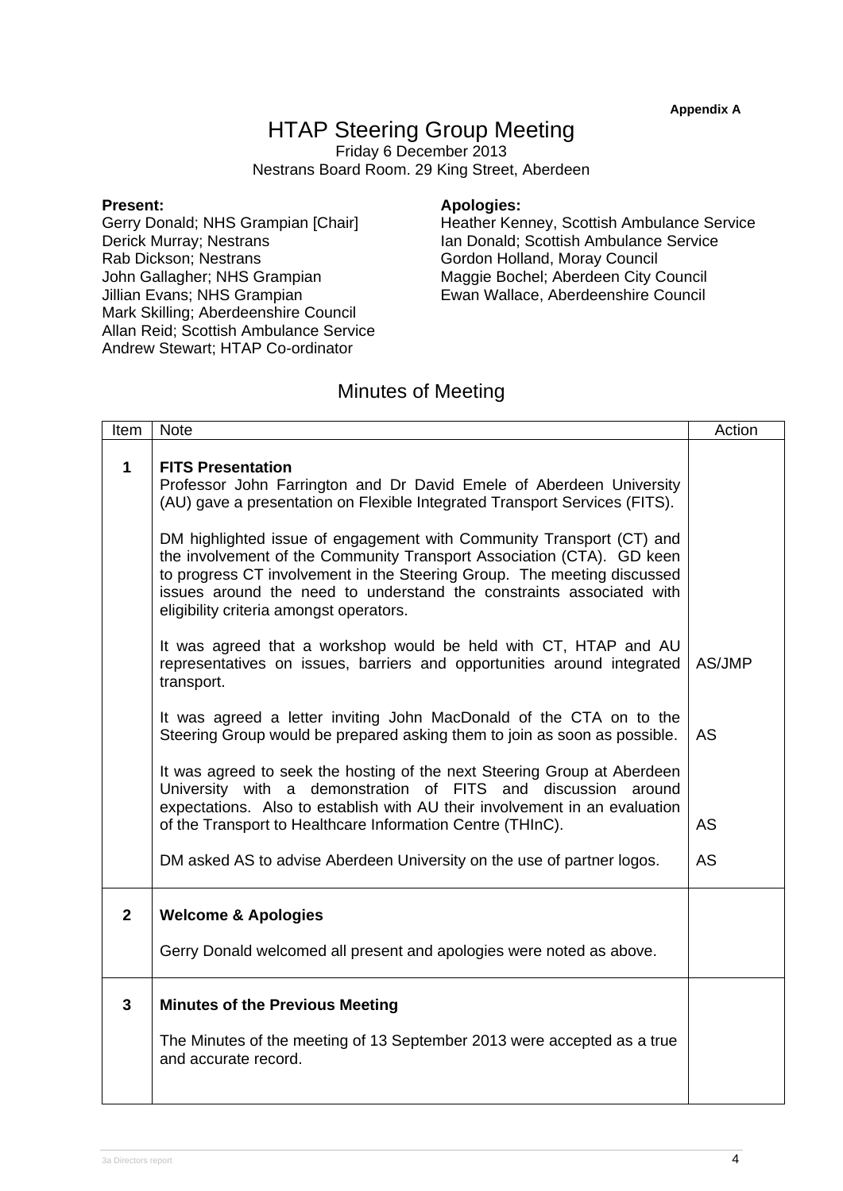**Appendix A**

# HTAP Steering Group Meeting

Friday 6 December 2013
Nestrans Board Room. 29 King Street, Aberdeen

**Present:**
Gerry Donald; NHS Grampian [Chair]
Derick Murray; Nestrans
Rab Dickson; Nestrans
John Gallagher; NHS Grampian
Jillian Evans; NHS Grampian
Mark Skilling; Aberdeenshire Council
Allan Reid; Scottish Ambulance Service
Andrew Stewart; HTAP Co-ordinator

**Apologies:**
Heather Kenney, Scottish Ambulance Service
Ian Donald; Scottish Ambulance Service
Gordon Holland, Moray Council
Maggie Bochel; Aberdeen City Council
Ewan Wallace, Aberdeenshire Council

## Minutes of Meeting

| Item | Note | Action |
|---|---|---|
| **1** | **FITS Presentation**<br>Professor John Farrington and Dr David Emele of Aberdeen University (AU) gave a presentation on Flexible Integrated Transport Services (FITS).<br><br>DM highlighted issue of engagement with Community Transport (CT) and the involvement of the Community Transport Association (CTA). GD keen to progress CT involvement in the Steering Group. The meeting discussed issues around the need to understand the constraints associated with eligibility criteria amongst operators.<br><br>It was agreed that a workshop would be held with CT, HTAP and AU representatives on issues, barriers and opportunities around integrated transport. | AS/JMP |
| | It was agreed a letter inviting John MacDonald of the CTA on to the Steering Group would be prepared asking them to join as soon as possible. | AS |
| | It was agreed to seek the hosting of the next Steering Group at Aberdeen University with a demonstration of FITS and discussion around expectations. Also to establish with AU their involvement in an evaluation of the Transport to Healthcare Information Centre (THInC). | AS |
| | DM asked AS to advise Aberdeen University on the use of partner logos. | AS |
| **2** | **Welcome & Apologies**<br><br>Gerry Donald welcomed all present and apologies were noted as above. | |
| **3** | **Minutes of the Previous Meeting**<br><br>The Minutes of the meeting of 13 September 2013 were accepted as a true and accurate record. | |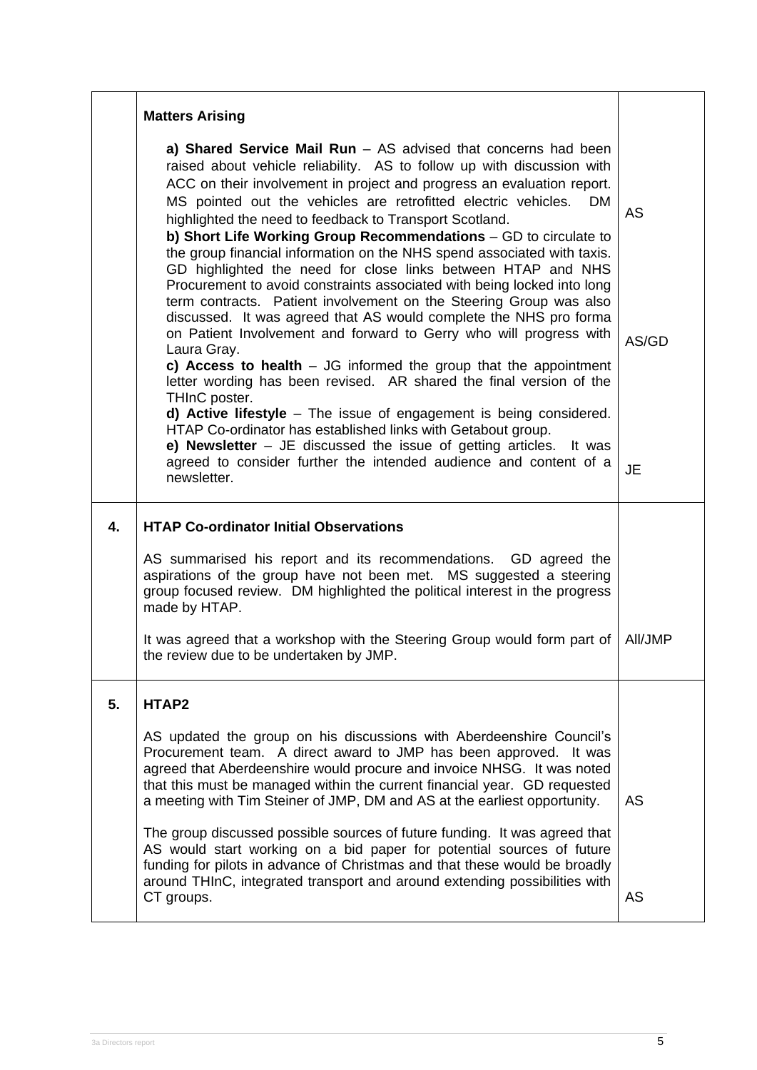| | | |
|---|---|---|
| | **Matters Arising**<br><br>**a) Shared Service Mail Run** – AS advised that concerns had been raised about vehicle reliability. AS to follow up with discussion with ACC on their involvement in project and progress an evaluation report. MS pointed out the vehicles are retrofitted electric vehicles. DM highlighted the need to feedback to Transport Scotland.<br>**b) Short Life Working Group Recommendations** – GD to circulate to the group financial information on the NHS spend associated with taxis. GD highlighted the need for close links between HTAP and NHS Procurement to avoid constraints associated with being locked into long term contracts. Patient involvement on the Steering Group was also discussed. It was agreed that AS would complete the NHS pro forma on Patient Involvement and forward to Gerry who will progress with Laura Gray.<br>**c) Access to health** – JG informed the group that the appointment letter wording has been revised. AR shared the final version of the THInC poster.<br>**d) Active lifestyle** – The issue of engagement is being considered. HTAP Co-ordinator has established links with Getabout group.<br>**e) Newsletter** – JE discussed the issue of getting articles. It was agreed to consider further the intended audience and content of a newsletter. | AS<br><br>AS/GD<br><br>JE |
| **4.** | **HTAP Co-ordinator Initial Observations**<br><br>AS summarised his report and its recommendations. GD agreed the aspirations of the group have not been met. MS suggested a steering group focused review. DM highlighted the political interest in the progress made by HTAP.<br><br>It was agreed that a workshop with the Steering Group would form part of the review due to be undertaken by JMP. | All/JMP |
| **5.** | **HTAP2**<br><br>AS updated the group on his discussions with Aberdeenshire Council's Procurement team. A direct award to JMP has been approved. It was agreed that Aberdeenshire would procure and invoice NHSG. It was noted that this must be managed within the current financial year. GD requested a meeting with Tim Steiner of JMP, DM and AS at the earliest opportunity.<br><br>The group discussed possible sources of future funding. It was agreed that AS would start working on a bid paper for potential sources of future funding for pilots in advance of Christmas and that these would be broadly around THInC, integrated transport and around extending possibilities with CT groups. | AS<br><br>AS |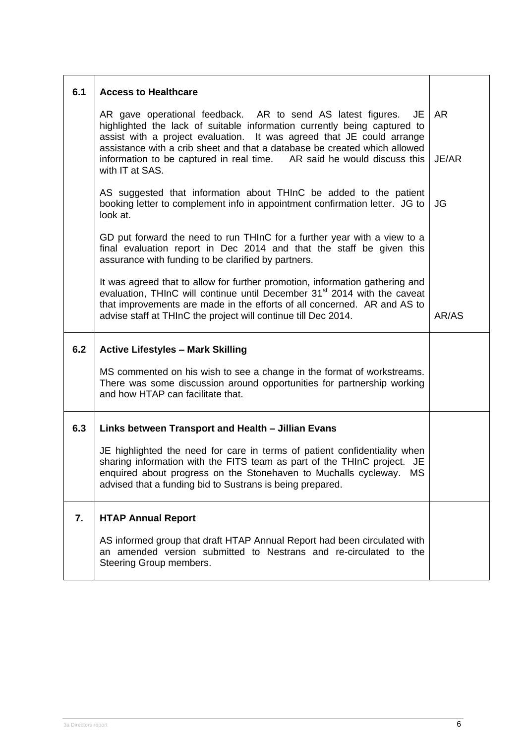| | | |
|---|---|---|
| **6.1** | **Access to Healthcare**<br><br>AR gave operational feedback. AR to send AS latest figures. JE highlighted the lack of suitable information currently being captured to assist with a project evaluation. It was agreed that JE could arrange assistance with a crib sheet and that a database be created which allowed information to be captured in real time. AR said he would discuss this with IT at SAS.<br><br>AS suggested that information about THInC be added to the patient booking letter to complement info in appointment confirmation letter. JG to look at.<br><br>GD put forward the need to run THInC for a further year with a view to a final evaluation report in Dec 2014 and that the staff be given this assurance with funding to be clarified by partners.<br><br>It was agreed that to allow for further promotion, information gathering and evaluation, THInC will continue until December 31st 2014 with the caveat that improvements are made in the efforts of all concerned. AR and AS to advise staff at THInC the project will continue till Dec 2014. | AR<br><br>JE/AR<br><br>JG<br><br>AR/AS |
| **6.2** | **Active Lifestyles – Mark Skilling**<br><br>MS commented on his wish to see a change in the format of workstreams. There was some discussion around opportunities for partnership working and how HTAP can facilitate that. | |
| **6.3** | **Links between Transport and Health – Jillian Evans**<br><br>JE highlighted the need for care in terms of patient confidentiality when sharing information with the FITS team as part of the THInC project. JE enquired about progress on the Stonehaven to Muchalls cycleway. MS advised that a funding bid to Sustrans is being prepared. | |
| **7.** | **HTAP Annual Report**<br><br>AS informed group that draft HTAP Annual Report had been circulated with an amended version submitted to Nestrans and re-circulated to the Steering Group members. | |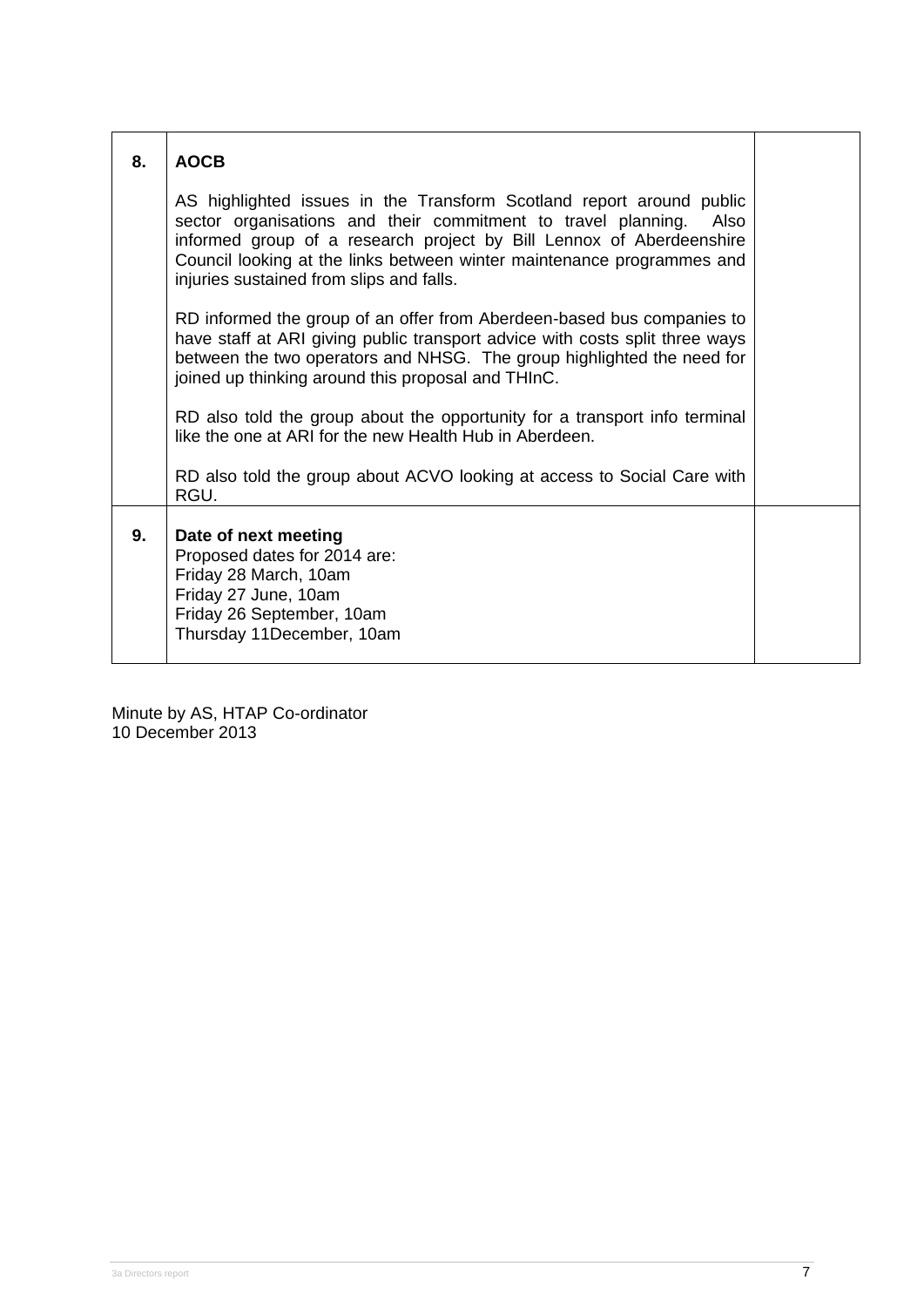| | | |
|---|---|---|
| **8.** | **AOCB**<br><br>AS highlighted issues in the Transform Scotland report around public sector organisations and their commitment to travel planning. Also informed group of a research project by Bill Lennox of Aberdeenshire Council looking at the links between winter maintenance programmes and injuries sustained from slips and falls.<br><br>RD informed the group of an offer from Aberdeen-based bus companies to have staff at ARI giving public transport advice with costs split three ways between the two operators and NHSG. The group highlighted the need for joined up thinking around this proposal and THInC.<br><br>RD also told the group about the opportunity for a transport info terminal like the one at ARI for the new Health Hub in Aberdeen.<br><br>RD also told the group about ACVO looking at access to Social Care with RGU. | |
| **9.** | **Date of next meeting**<br>Proposed dates for 2014 are:<br>Friday 28 March, 10am<br>Friday 27 June, 10am<br>Friday 26 September, 10am<br>Thursday 11December, 10am | |

Minute by AS, HTAP Co-ordinator
10 December 2013